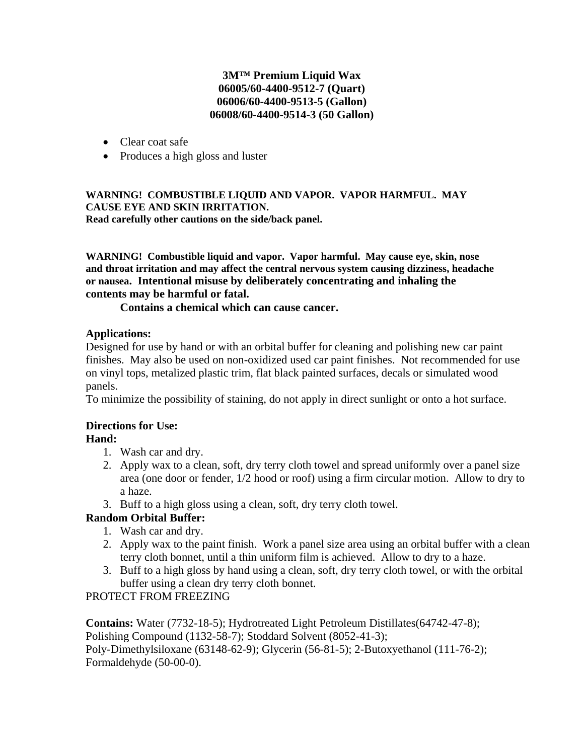**3M™ Premium Liquid Wax**
**06005/60-4400-9512-7 (Quart)**
**06006/60-4400-9513-5 (Gallon)**
**06008/60-4400-9514-3 (50 Gallon)**

- Clear coat safe
- Produces a high gloss and luster

**WARNING! COMBUSTIBLE LIQUID AND VAPOR. VAPOR HARMFUL. MAY CAUSE EYE AND SKIN IRRITATION.**
**Read carefully other cautions on the side/back panel.**

**WARNING! Combustible liquid and vapor. Vapor harmful. May cause eye, skin, nose and throat irritation and may affect the central nervous system causing dizziness, headache or nausea. Intentional misuse by deliberately concentrating and inhaling the contents may be harmful or fatal.**

**Contains a chemical which can cause cancer.**

**Applications:**
Designed for use by hand or with an orbital buffer for cleaning and polishing new car paint finishes. May also be used on non-oxidized used car paint finishes. Not recommended for use on vinyl tops, metalized plastic trim, flat black painted surfaces, decals or simulated wood panels.
To minimize the possibility of staining, do not apply in direct sunlight or onto a hot surface.

**Directions for Use:**
**Hand:**

1. Wash car and dry.
2. Apply wax to a clean, soft, dry terry cloth towel and spread uniformly over a panel size area (one door or fender, 1/2 hood or roof) using a firm circular motion. Allow to dry to a haze.
3. Buff to a high gloss using a clean, soft, dry terry cloth towel.

**Random Orbital Buffer:**

1. Wash car and dry.
2. Apply wax to the paint finish. Work a panel size area using an orbital buffer with a clean terry cloth bonnet, until a thin uniform film is achieved. Allow to dry to a haze.
3. Buff to a high gloss by hand using a clean, soft, dry terry cloth towel, or with the orbital buffer using a clean dry terry cloth bonnet.

PROTECT FROM FREEZING

**Contains:** Water (7732-18-5); Hydrotreated Light Petroleum Distillates(64742-47-8); Polishing Compound (1132-58-7); Stoddard Solvent (8052-41-3); Poly-Dimethylsiloxane (63148-62-9); Glycerin (56-81-5); 2-Butoxyethanol (111-76-2); Formaldehyde (50-00-0).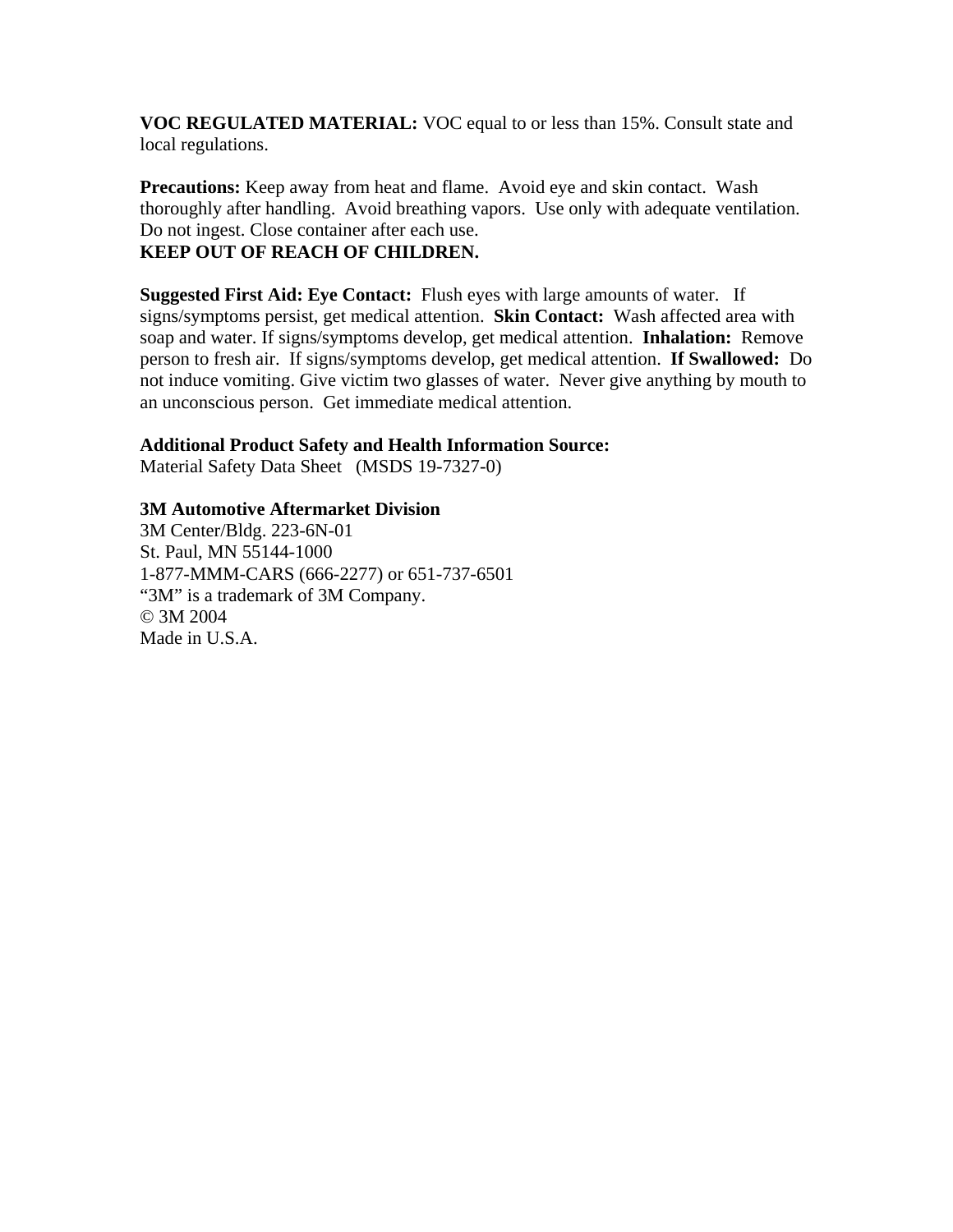**VOC REGULATED MATERIAL:** VOC equal to or less than 15%. Consult state and local regulations.

**Precautions:** Keep away from heat and flame. Avoid eye and skin contact. Wash thoroughly after handling. Avoid breathing vapors. Use only with adequate ventilation. Do not ingest. Close container after each use.
**KEEP OUT OF REACH OF CHILDREN.**

**Suggested First Aid: Eye Contact:** Flush eyes with large amounts of water. If signs/symptoms persist, get medical attention. **Skin Contact:** Wash affected area with soap and water. If signs/symptoms develop, get medical attention. **Inhalation:** Remove person to fresh air. If signs/symptoms develop, get medical attention. **If Swallowed:** Do not induce vomiting. Give victim two glasses of water. Never give anything by mouth to an unconscious person. Get immediate medical attention.

**Additional Product Safety and Health Information Source:**
Material Safety Data Sheet (MSDS 19-7327-0)

**3M Automotive Aftermarket Division**
3M Center/Bldg. 223-6N-01
St. Paul, MN 55144-1000
1-877-MMM-CARS (666-2277) or 651-737-6501
"3M" is a trademark of 3M Company.
© 3M 2004
Made in U.S.A.